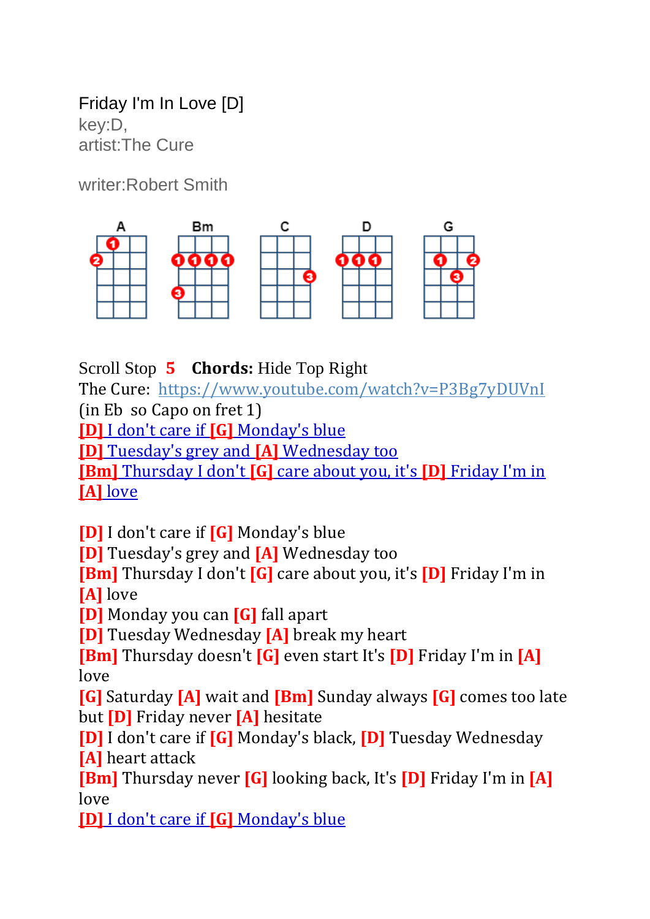Friday I'm In Love [D]
key:D,
artist:The Cure

writer:Robert Smith

A Bm C D G

Scroll Stop 5 **Chords:** Hide Top Right
The Cure: https://www.youtube.com/watch?v=P3Bg7yDUVnI
(in Eb so Capo on fret 1)
[D] I don't care if [G] Monday's blue
[D] Tuesday's grey and [A] Wednesday too
[Bm] Thursday I don't [G] care about you, it's [D] Friday I'm in
[A] love

[D] I don't care if [G] Monday's blue
[D] Tuesday's grey and [A] Wednesday too
[Bm] Thursday I don't [G] care about you, it's [D] Friday I'm in
[A] love
[D] Monday you can [G] fall apart
[D] Tuesday Wednesday [A] break my heart
[Bm] Thursday doesn't [G] even start It's [D] Friday I'm in [A]
love
[G] Saturday [A] wait and [Bm] Sunday always [G] comes too late
but [D] Friday never [A] hesitate
[D] I don't care if [G] Monday's black, [D] Tuesday Wednesday
[A] heart attack
[Bm] Thursday never [G] looking back, It's [D] Friday I'm in [A]
love
[D] I don't care if [G] Monday's blue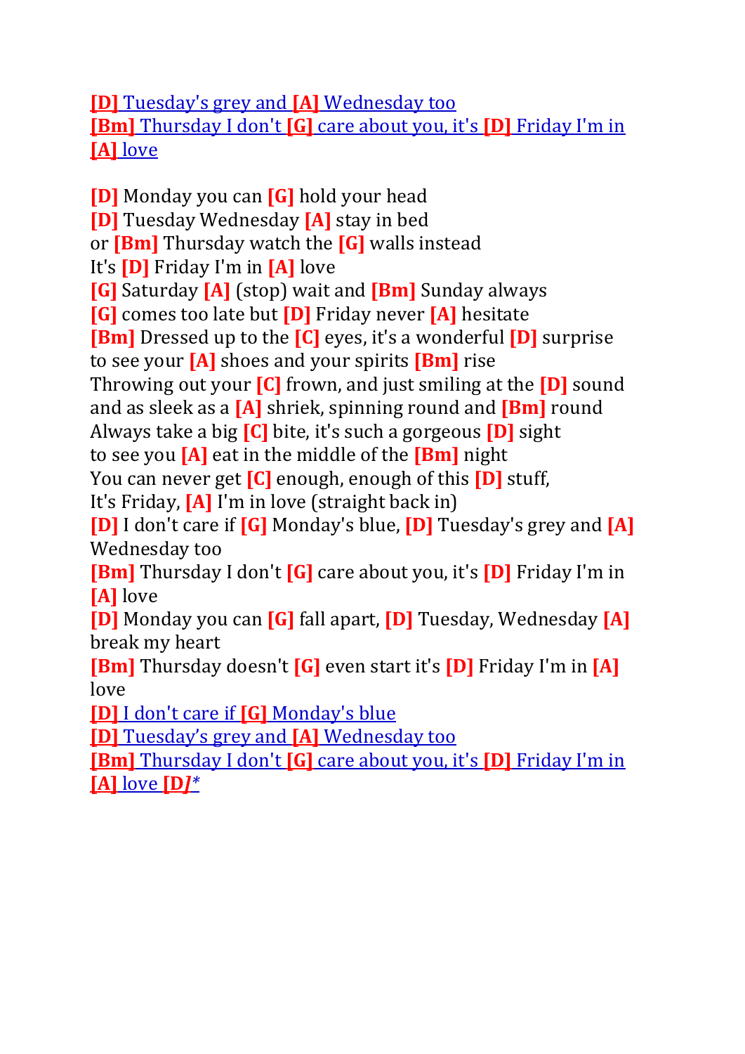[D] Tuesday's grey and [A] Wednesday too
[Bm] Thursday I don't [G] care about you, it's [D] Friday I'm in [A] love

[D] Monday you can [G] hold your head
[D] Tuesday Wednesday [A] stay in bed
or [Bm] Thursday watch the [G] walls instead
It's [D] Friday I'm in [A] love
[G] Saturday [A] (stop) wait and [Bm] Sunday always
[G] comes too late but [D] Friday never [A] hesitate
[Bm] Dressed up to the [C] eyes, it's a wonderful [D] surprise
to see your [A] shoes and your spirits [Bm] rise
Throwing out your [C] frown, and just smiling at the [D] sound
and as sleek as a [A] shriek, spinning round and [Bm] round
Always take a big [C] bite, it's such a gorgeous [D] sight
to see you [A] eat in the middle of the [Bm] night
You can never get [C] enough, enough of this [D] stuff,
It's Friday, [A] I'm in love (straight back in)
[D] I don't care if [G] Monday's blue, [D] Tuesday's grey and [A] Wednesday too
[Bm] Thursday I don't [G] care about you, it's [D] Friday I'm in [A] love
[D] Monday you can [G] fall apart, [D] Tuesday, Wednesday [A] break my heart
[Bm] Thursday doesn't [G] even start it's [D] Friday I'm in [A] love
[D] I don't care if [G] Monday's blue
[D] Tuesday's grey and [A] Wednesday too
[Bm] Thursday I don't [G] care about you, it's [D] Friday I'm in [A] love [D]*